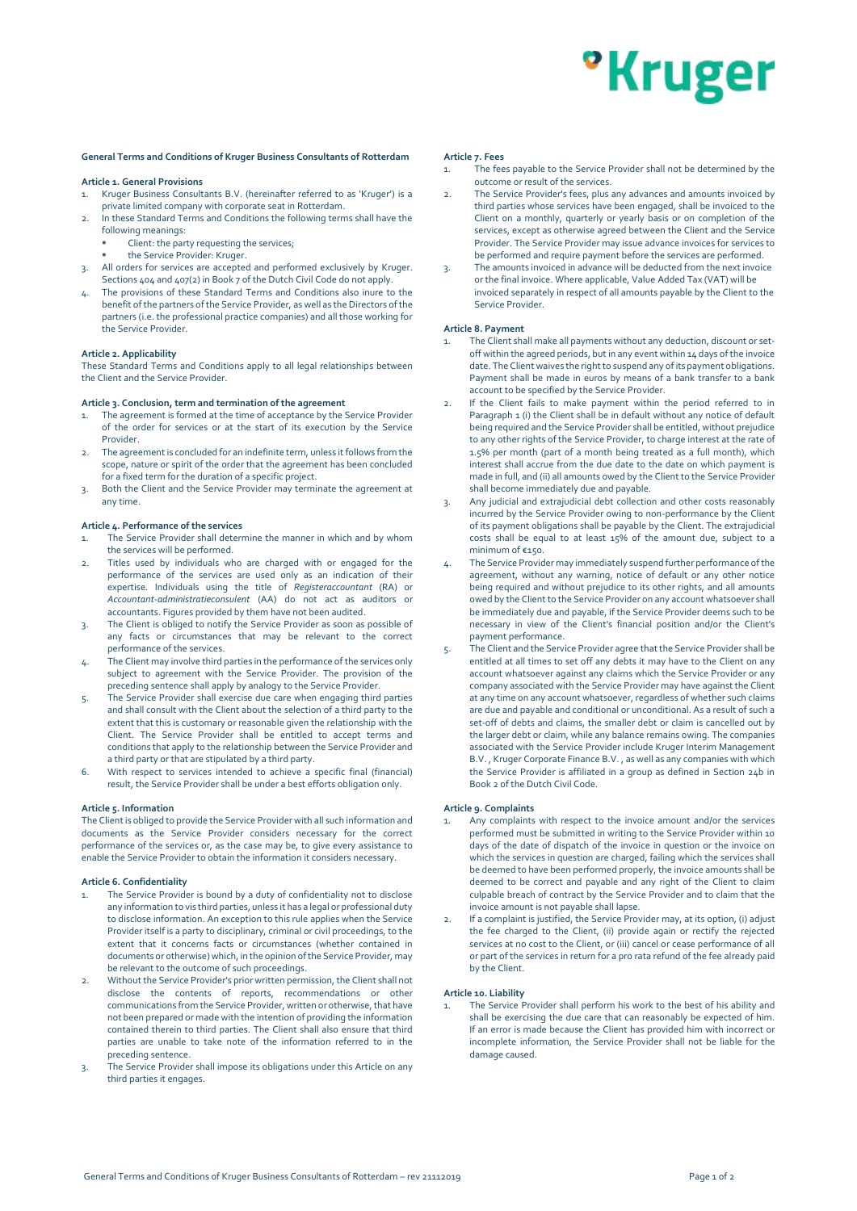# General Terms and Conditions of Kruger Business Consultants of Rotterdam

## Article 1. General Provisions

1. Kruger Business Consultants B.V. (hereinafter referred to as 'Kruger') is a private limited company with corporate seat in Rotterdam.
2. In these Standard Terms and Conditions the following terms shall have the following meanings:
   - Client: the party requesting the services;
   - the Service Provider: Kruger.
3. All orders for services are accepted and performed exclusively by Kruger. Sections 404 and 407(2) in Book 7 of the Dutch Civil Code do not apply.
4. The provisions of these Standard Terms and Conditions also inure to the benefit of the partners of the Service Provider, as well as the Directors of the partners (i.e. the professional practice companies) and all those working for the Service Provider.

## Article 2. Applicability

These Standard Terms and Conditions apply to all legal relationships between the Client and the Service Provider.

## Article 3. Conclusion, term and termination of the agreement

1. The agreement is formed at the time of acceptance by the Service Provider of the order for services or at the start of its execution by the Service Provider.
2. The agreement is concluded for an indefinite term, unless it follows from the scope, nature or spirit of the order that the agreement has been concluded for a fixed term for the duration of a specific project.
3. Both the Client and the Service Provider may terminate the agreement at any time.

## Article 4. Performance of the services

1. The Service Provider shall determine the manner in which and by whom the services will be performed.
2. Titles used by individuals who are charged with or engaged for the performance of the services are used only as an indication of their expertise. Individuals using the title of *Registeraccountant* (RA) or *Accountant-administratieconsulent* (AA) do not act as auditors or accountants. Figures provided by them have not been audited.
3. The Client is obliged to notify the Service Provider as soon as possible of any facts or circumstances that may be relevant to the correct performance of the services.
4. The Client may involve third parties in the performance of the services only subject to agreement with the Service Provider. The provision of the preceding sentence shall apply by analogy to the Service Provider.
5. The Service Provider shall exercise due care when engaging third parties and shall consult with the Client about the selection of a third party to the extent that this is customary or reasonable given the relationship with the Client. The Service Provider shall be entitled to accept terms and conditions that apply to the relationship between the Service Provider and a third party or that are stipulated by a third party.
6. With respect to services intended to achieve a specific final (financial) result, the Service Provider shall be under a best efforts obligation only.

## Article 5. Information

The Client is obliged to provide the Service Provider with all such information and documents as the Service Provider considers necessary for the correct performance of the services or, as the case may be, to give every assistance to enable the Service Provider to obtain the information it considers necessary.

## Article 6. Confidentiality

1. The Service Provider is bound by a duty of confidentiality not to disclose any information to vis third parties, unless it has a legal or professional duty to disclose information. An exception to this rule applies when the Service Provider itself is a party to disciplinary, criminal or civil proceedings, to the extent that it concerns facts or circumstances (whether contained in documents or otherwise) which, in the opinion of the Service Provider, may be relevant to the outcome of such proceedings.
2. Without the Service Provider's prior written permission, the Client shall not disclose the contents of reports, recommendations or other communications from the Service Provider, written or otherwise, that have not been prepared or made with the intention of providing the information contained therein to third parties. The Client shall also ensure that third parties are unable to take note of the information referred to in the preceding sentence.
3. The Service Provider shall impose its obligations under this Article on any third parties it engages.

## Article 7. Fees

1. The fees payable to the Service Provider shall not be determined by the outcome or result of the services.
2. The Service Provider's fees, plus any advances and amounts invoiced by third parties whose services have been engaged, shall be invoiced to the Client on a monthly, quarterly or yearly basis or on completion of the services, except as otherwise agreed between the Client and the Service Provider. The Service Provider may issue advance invoices for services to be performed and require payment before the services are performed.
3. The amounts invoiced in advance will be deducted from the next invoice or the final invoice. Where applicable, Value Added Tax (VAT) will be invoiced separately in respect of all amounts payable by the Client to the Service Provider.

## Article 8. Payment

1. The Client shall make all payments without any deduction, discount or set-off within the agreed periods, but in any event within 14 days of the invoice date. The Client waives the right to suspend any of its payment obligations. Payment shall be made in euros by means of a bank transfer to a bank account to be specified by the Service Provider.
2. If the Client fails to make payment within the period referred to in Paragraph 1 (i) the Client shall be in default without any notice of default being required and the Service Provider shall be entitled, without prejudice to any other rights of the Service Provider, to charge interest at the rate of 1.5% per month (part of a month being treated as a full month), which interest shall accrue from the due date to the date on which payment is made in full, and (ii) all amounts owed by the Client to the Service Provider shall become immediately due and payable.
3. Any judicial and extrajudicial debt collection and other costs reasonably incurred by the Service Provider owing to non-performance by the Client of its payment obligations shall be payable by the Client. The extrajudicial costs shall be equal to at least 15% of the amount due, subject to a minimum of €150.
4. The Service Provider may immediately suspend further performance of the agreement, without any warning, notice of default or any other notice being required and without prejudice to its other rights, and all amounts owed by the Client to the Service Provider on any account whatsoever shall be immediately due and payable, if the Service Provider deems such to be necessary in view of the Client's financial position and/or the Client's payment performance.
5. The Client and the Service Provider agree that the Service Provider shall be entitled at all times to set off any debts it may have to the Client on any account whatsoever against any claims which the Service Provider or any company associated with the Service Provider may have against the Client at any time on any account whatsoever, regardless of whether such claims are due and payable and conditional or unconditional. As a result of such a set-off of debts and claims, the smaller debt or claim is cancelled out by the larger debt or claim, while any balance remains owing. The companies associated with the Service Provider include Kruger Interim Management B.V. , Kruger Corporate Finance B.V. , as well as any companies with which the Service Provider is affiliated in a group as defined in Section 24b in Book 2 of the Dutch Civil Code.

## Article 9. Complaints

1. Any complaints with respect to the invoice amount and/or the services performed must be submitted in writing to the Service Provider within 10 days of the date of dispatch of the invoice in question or the invoice on which the services in question are charged, failing which the services shall be deemed to have been performed properly, the invoice amounts shall be deemed to be correct and payable and any right of the Client to claim culpable breach of contract by the Service Provider and to claim that the invoice amount is not payable shall lapse.
2. If a complaint is justified, the Service Provider may, at its option, (i) adjust the fee charged to the Client, (ii) provide again or rectify the rejected services at no cost to the Client, or (iii) cancel or cease performance of all or part of the services in return for a pro rata refund of the fee already paid by the Client.

## Article 10. Liability

1. The Service Provider shall perform his work to the best of his ability and shall be exercising the due care that can reasonably be expected of him. If an error is made because the Client has provided him with incorrect or incomplete information, the Service Provider shall not be liable for the damage caused.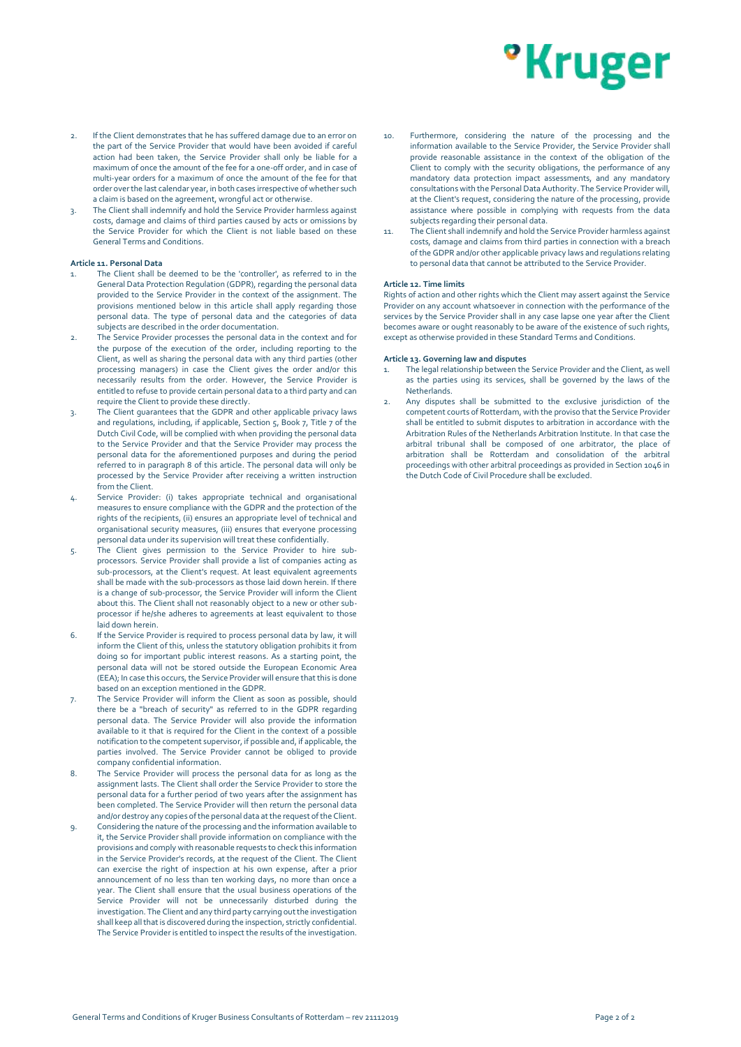2. If the Client demonstrates that he has suffered damage due to an error on the part of the Service Provider that would have been avoided if careful action had been taken, the Service Provider shall only be liable for a maximum of once the amount of the fee for a one-off order, and in case of multi-year orders for a maximum of once the amount of the fee for that order over the last calendar year, in both cases irrespective of whether such a claim is based on the agreement, wrongful act or otherwise.
3. The Client shall indemnify and hold the Service Provider harmless against costs, damage and claims of third parties caused by acts or omissions by the Service Provider for which the Client is not liable based on these General Terms and Conditions.

**Article 11. Personal Data**

1. The Client shall be deemed to be the 'controller', as referred to in the General Data Protection Regulation (GDPR), regarding the personal data provided to the Service Provider in the context of the assignment. The provisions mentioned below in this article shall apply regarding those personal data. The type of personal data and the categories of data subjects are described in the order documentation.
2. The Service Provider processes the personal data in the context and for the purpose of the execution of the order, including reporting to the Client, as well as sharing the personal data with any third parties (other processing managers) in case the Client gives the order and/or this necessarily results from the order. However, the Service Provider is entitled to refuse to provide certain personal data to a third party and can require the Client to provide these directly.
3. The Client guarantees that the GDPR and other applicable privacy laws and regulations, including, if applicable, Section 5, Book 7, Title 7 of the Dutch Civil Code, will be complied with when providing the personal data to the Service Provider and that the Service Provider may process the personal data for the aforementioned purposes and during the period referred to in paragraph 8 of this article. The personal data will only be processed by the Service Provider after receiving a written instruction from the Client.
4. Service Provider: (i) takes appropriate technical and organisational measures to ensure compliance with the GDPR and the protection of the rights of the recipients, (ii) ensures an appropriate level of technical and organisational security measures, (iii) ensures that everyone processing personal data under its supervision will treat these confidentially.
5. The Client gives permission to the Service Provider to hire sub-processors. Service Provider shall provide a list of companies acting as sub-processors, at the Client's request. At least equivalent agreements shall be made with the sub-processors as those laid down herein. If there is a change of sub-processor, the Service Provider will inform the Client about this. The Client shall not reasonably object to a new or other sub-processor if he/she adheres to agreements at least equivalent to those laid down herein.
6. If the Service Provider is required to process personal data by law, it will inform the Client of this, unless the statutory obligation prohibits it from doing so for important public interest reasons. As a starting point, the personal data will not be stored outside the European Economic Area (EEA); In case this occurs, the Service Provider will ensure that this is done based on an exception mentioned in the GDPR.
7. The Service Provider will inform the Client as soon as possible, should there be a "breach of security" as referred to in the GDPR regarding personal data. The Service Provider will also provide the information available to it that is required for the Client in the context of a possible notification to the competent supervisor, if possible and, if applicable, the parties involved. The Service Provider cannot be obliged to provide company confidential information.
8. The Service Provider will process the personal data for as long as the assignment lasts. The Client shall order the Service Provider to store the personal data for a further period of two years after the assignment has been completed. The Service Provider will then return the personal data and/or destroy any copies of the personal data at the request of the Client.
9. Considering the nature of the processing and the information available to it, the Service Provider shall provide information on compliance with the provisions and comply with reasonable requests to check this information in the Service Provider's records, at the request of the Client. The Client can exercise the right of inspection at his own expense, after a prior announcement of no less than ten working days, no more than once a year. The Client shall ensure that the usual business operations of the Service Provider will not be unnecessarily disturbed during the investigation. The Client and any third party carrying out the investigation shall keep all that is discovered during the inspection, strictly confidential. The Service Provider is entitled to inspect the results of the investigation.
10. Furthermore, considering the nature of the processing and the information available to the Service Provider, the Service Provider shall provide reasonable assistance in the context of the obligation of the Client to comply with the security obligations, the performance of any mandatory data protection impact assessments, and any mandatory consultations with the Personal Data Authority. The Service Provider will, at the Client's request, considering the nature of the processing, provide assistance where possible in complying with requests from the data subjects regarding their personal data.
11. The Client shall indemnify and hold the Service Provider harmless against costs, damage and claims from third parties in connection with a breach of the GDPR and/or other applicable privacy laws and regulations relating to personal data that cannot be attributed to the Service Provider.

**Article 12. Time limits**

Rights of action and other rights which the Client may assert against the Service Provider on any account whatsoever in connection with the performance of the services by the Service Provider shall in any case lapse one year after the Client becomes aware or ought reasonably to be aware of the existence of such rights, except as otherwise provided in these Standard Terms and Conditions.

**Article 13. Governing law and disputes**

1. The legal relationship between the Service Provider and the Client, as well as the parties using its services, shall be governed by the laws of the Netherlands.
2. Any disputes shall be submitted to the exclusive jurisdiction of the competent courts of Rotterdam, with the proviso that the Service Provider shall be entitled to submit disputes to arbitration in accordance with the Arbitration Rules of the Netherlands Arbitration Institute. In that case the arbitral tribunal shall be composed of one arbitrator, the place of arbitration shall be Rotterdam and consolidation of the arbitral proceedings with other arbitral proceedings as provided in Section 1046 in the Dutch Code of Civil Procedure shall be excluded.